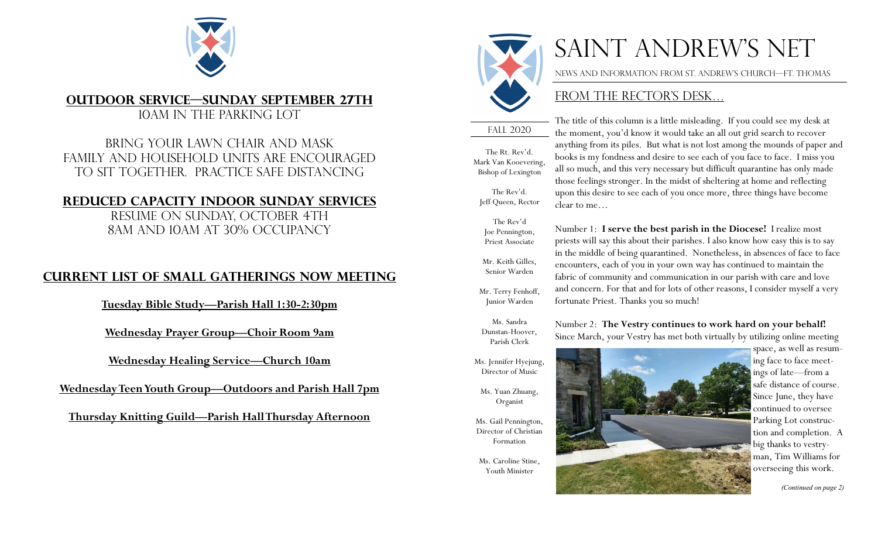## OUTDOOR SERVICE—SUNDAY SEPTEMBER 27TH

10AM IN THE PARKING LOT

BRING YOUR LAWN CHAIR AND MASK
FAMILY AND HOUSEHOLD UNITS ARE ENCOURAGED TO SIT TOGETHER. PRACTICE SAFE DISTANCING

## REDUCED CAPACITY INDOOR SUNDAY SERVICES

RESUME ON SUNDAY, OCTOBER 4TH
8AM AND 10AM AT 30% OCCUPANCY

## CURRENT LIST OF SMALL GATHERINGS NOW MEETING

**Tuesday Bible Study—Parish Hall 1:30-2:30pm**

**Wednesday Prayer Group—Choir Room 9am**

**Wednesday Healing Service—Church 10am**

**Wednesday Teen Youth Group—Outdoors and Parish Hall 7pm**

**Thursday Knitting Guild—Parish Hall Thursday Afternoon**

# SAINT ANDREW'S NET

NEWS AND INFORMATION FROM ST. ANDREW'S CHURCH—FT. THOMAS

FALL 2020

The Rt. Rev'd. Mark Van Koevering, Bishop of Lexington

The Rev'd. Jeff Queen, Rector

The Rev'd Joe Pennington, Priest Associate

Mr. Keith Gilles, Senior Warden

Mr. Terry Fenhoff, Junior Warden

Ms. Sandra Dunstan-Hoover, Parish Clerk

Ms. Jennifer Hyejung, Director of Music

Ms. Yuan Zhuang, Organist

Ms. Gail Pennington, Director of Christian Formation

Ms. Caroline Stine, Youth Minister

## FROM THE RECTOR'S DESK...

The title of this column is a little misleading. If you could see my desk at the moment, you'd know it would take an all out grid search to recover anything from its piles. But what is not lost among the mounds of paper and books is my fondness and desire to see each of you face to face. I miss you all so much, and this very necessary but difficult quarantine has only made those feelings stronger. In the midst of sheltering at home and reflecting upon this desire to see each of you once more, three things have become clear to me…

Number 1: **I serve the best parish in the Diocese!** I realize most priests will say this about their parishes. I also know how easy this is to say in the middle of being quarantined. Nonetheless, in absences of face to face encounters, each of you in your own way has continued to maintain the fabric of community and communication in our parish with care and love and concern. For that and for lots of other reasons, I consider myself a very fortunate Priest. Thanks you so much!

Number 2: **The Vestry continues to work hard on your behalf!** Since March, your Vestry has met both virtually by utilizing online meeting space, as well as resuming face to face meetings of late—from a safe distance of course. Since June, they have continued to oversee Parking Lot construction and completion. A big thanks to vestryman, Tim Williams for overseeing this work.

*(Continued on page 2)*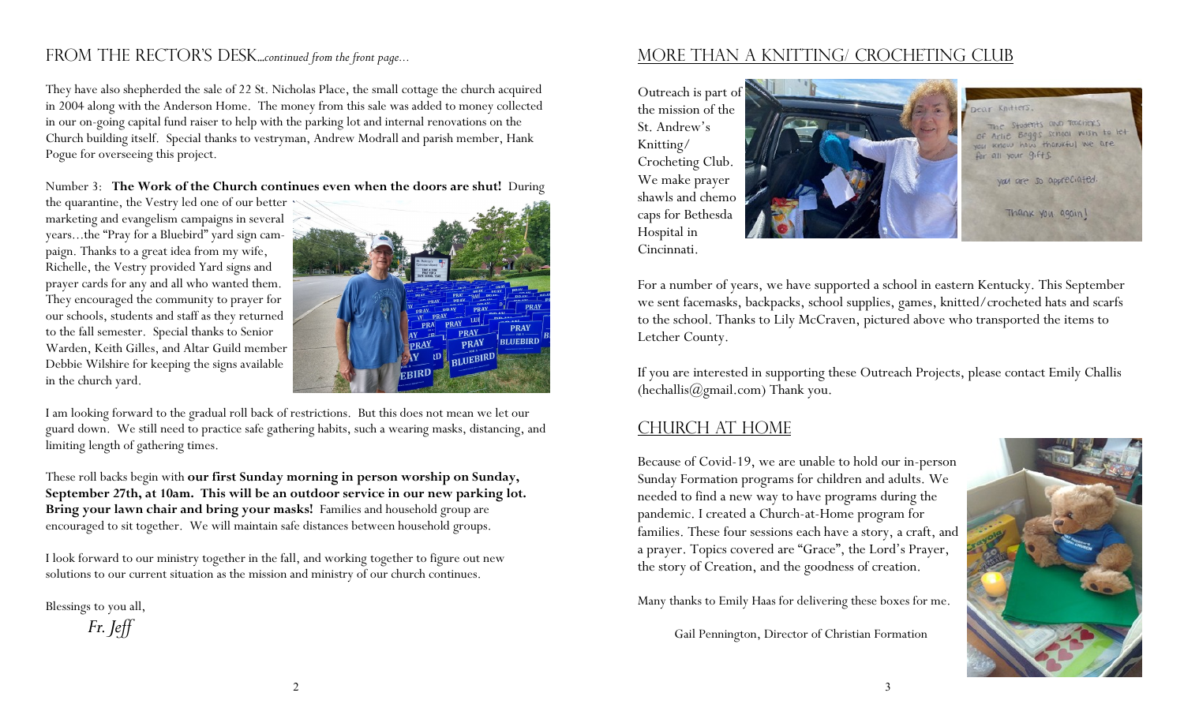## FROM THE RECTOR'S DESK...*continued from the front page...*

They have also shepherded the sale of 22 St. Nicholas Place, the small cottage the church acquired in 2004 along with the Anderson Home. The money from this sale was added to money collected in our on-going capital fund raiser to help with the parking lot and internal renovations on the Church building itself. Special thanks to vestryman, Andrew Modrall and parish member, Hank Pogue for overseeing this project.

Number 3: **The Work of the Church continues even when the doors are shut!** During the quarantine, the Vestry led one of our better marketing and evangelism campaigns in several years...the "Pray for a Bluebird" yard sign campaign. Thanks to a great idea from my wife, Richelle, the Vestry provided Yard signs and prayer cards for any and all who wanted them. They encouraged the community to prayer for our schools, students and staff as they returned to the fall semester. Special thanks to Senior Warden, Keith Gilles, and Altar Guild member Debbie Wilshire for keeping the signs available in the church yard.

I am looking forward to the gradual roll back of restrictions. But this does not mean we let our guard down. We still need to practice safe gathering habits, such a wearing masks, distancing, and limiting length of gathering times.

These roll backs begin with **our first Sunday morning in person worship on Sunday, September 27th, at 10am. This will be an outdoor service in our new parking lot. Bring your lawn chair and bring your masks!** Families and household group are encouraged to sit together. We will maintain safe distances between household groups.

I look forward to our ministry together in the fall, and working together to figure out new solutions to our current situation as the mission and ministry of our church continues.

Blessings to you all,

*Fr. Jeff*

## MORE THAN A KNITTING/ CROCHETING CLUB

Outreach is part of the mission of the St. Andrew's Knitting/ Crocheting Club. We make prayer shawls and chemo caps for Bethesda Hospital in Cincinnati.

For a number of years, we have supported a school in eastern Kentucky. This September we sent facemasks, backpacks, school supplies, games, knitted/crocheted hats and scarfs to the school. Thanks to Lily McCraven, pictured above who transported the items to Letcher County.

If you are interested in supporting these Outreach Projects, please contact Emily Challis (hechallis@gmail.com) Thank you.

## CHURCH AT HOME

Because of Covid-19, we are unable to hold our in-person Sunday Formation programs for children and adults. We needed to find a new way to have programs during the pandemic. I created a Church-at-Home program for families. These four sessions each have a story, a craft, and a prayer. Topics covered are "Grace", the Lord's Prayer, the story of Creation, and the goodness of creation.

Many thanks to Emily Haas for delivering these boxes for me.

Gail Pennington, Director of Christian Formation